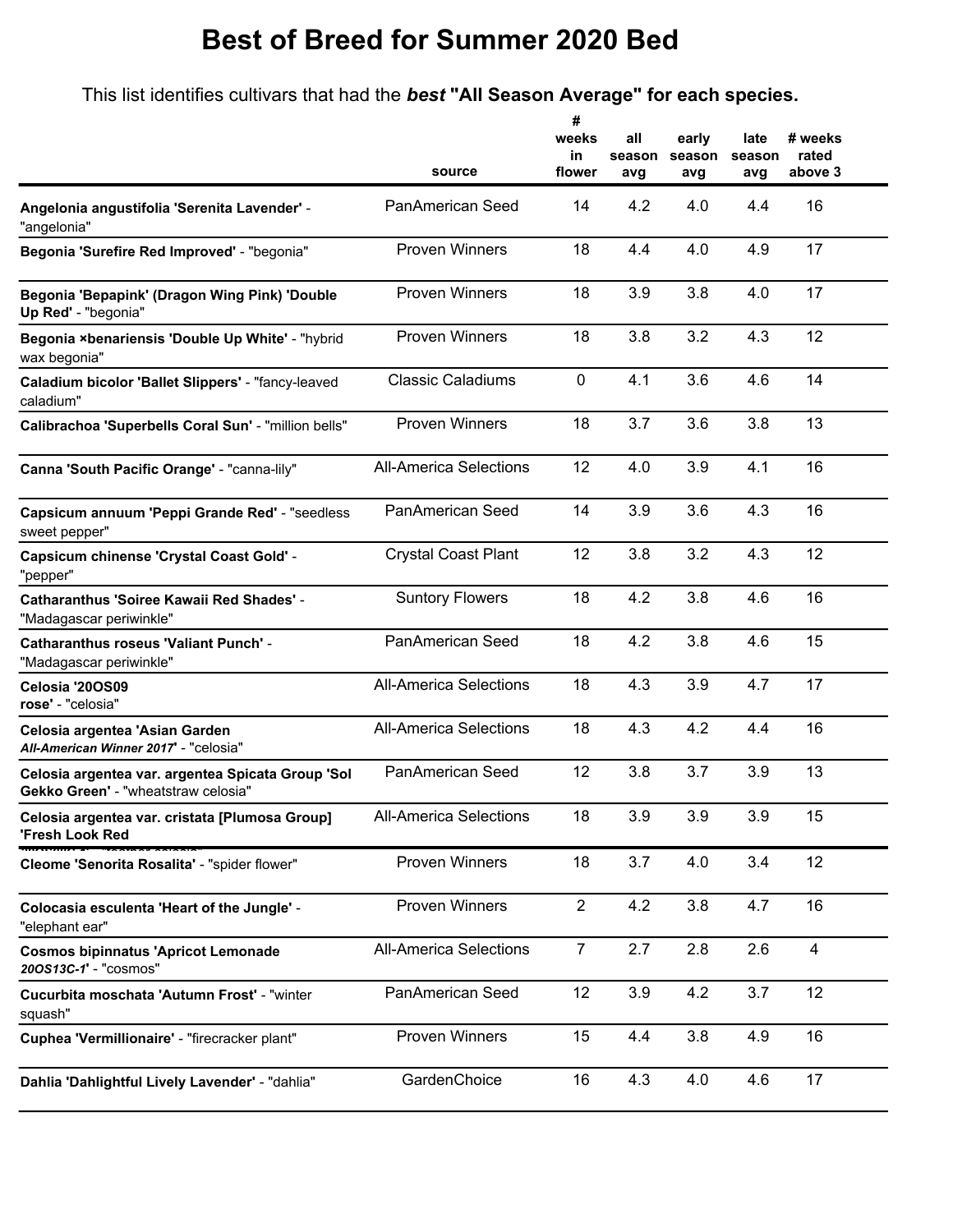# Best of Breed for Summer 2020 Bed

This list identifies cultivars that had the ***best*** **"All Season Average" for each species.**

| | source | # weeks in flower | all season avg | early season avg | late season avg | # weeks rated above 3 |
|---|---|---|---|---|---|---|
| **Angelonia angustifolia 'Serenita Lavender'** - "angelonia" | PanAmerican Seed | 14 | 4.2 | 4.0 | 4.4 | 16 |
| **Begonia 'Surefire Red Improved'** - "begonia" | Proven Winners | 18 | 4.4 | 4.0 | 4.9 | 17 |
| **Begonia 'Bepapink' (Dragon Wing Pink) 'Double Up Red'** - "begonia" | Proven Winners | 18 | 3.9 | 3.8 | 4.0 | 17 |
| **Begonia ×benariensis 'Double Up White'** - "hybrid wax begonia" | Proven Winners | 18 | 3.8 | 3.2 | 4.3 | 12 |
| **Caladium bicolor 'Ballet Slippers'** - "fancy-leaved caladium" | Classic Caladiums | 0 | 4.1 | 3.6 | 4.6 | 14 |
| **Calibrachoa 'Superbells Coral Sun'** - "million bells" | Proven Winners | 18 | 3.7 | 3.6 | 3.8 | 13 |
| **Canna 'South Pacific Orange'** - "canna-lily" | All-America Selections | 12 | 4.0 | 3.9 | 4.1 | 16 |
| **Capsicum annuum 'Peppi Grande Red'** - "seedless sweet pepper" | PanAmerican Seed | 14 | 3.9 | 3.6 | 4.3 | 16 |
| **Capsicum chinense 'Crystal Coast Gold'** - "pepper" | Crystal Coast Plant | 12 | 3.8 | 3.2 | 4.3 | 12 |
| **Catharanthus 'Soiree Kawaii Red Shades'** - "Madagascar periwinkle" | Suntory Flowers | 18 | 4.2 | 3.8 | 4.6 | 16 |
| **Catharanthus roseus 'Valiant Punch'** - "Madagascar periwinkle" | PanAmerican Seed | 18 | 4.2 | 3.8 | 4.6 | 15 |
| **Celosia '20OS09 rose'** - "celosia" | All-America Selections | 18 | 4.3 | 3.9 | 4.7 | 17 |
| **Celosia argentea 'Asian Garden *All-American Winner 2017*'** - "celosia" | All-America Selections | 18 | 4.3 | 4.2 | 4.4 | 16 |
| **Celosia argentea var. argentea Spicata Group 'Sol Gekko Green'** - "wheatstraw celosia" | PanAmerican Seed | 12 | 3.8 | 3.7 | 3.9 | 13 |
| **Celosia argentea var. cristata [Plumosa Group] 'Fresh Look Red** | All-America Selections | 18 | 3.9 | 3.9 | 3.9 | 15 |
| **Cleome 'Senorita Rosalita'** - "spider flower" | Proven Winners | 18 | 3.7 | 4.0 | 3.4 | 12 |
| **Colocasia esculenta 'Heart of the Jungle'** - "elephant ear" | Proven Winners | 2 | 4.2 | 3.8 | 4.7 | 16 |
| **Cosmos bipinnatus 'Apricot Lemonade *20OS13C-1*'** - "cosmos" | All-America Selections | 7 | 2.7 | 2.8 | 2.6 | 4 |
| **Cucurbita moschata 'Autumn Frost'** - "winter squash" | PanAmerican Seed | 12 | 3.9 | 4.2 | 3.7 | 12 |
| **Cuphea 'Vermillionaire'** - "firecracker plant" | Proven Winners | 15 | 4.4 | 3.8 | 4.9 | 16 |
| **Dahlia 'Dahlightful Lively Lavender'** - "dahlia" | GardenChoice | 16 | 4.3 | 4.0 | 4.6 | 17 |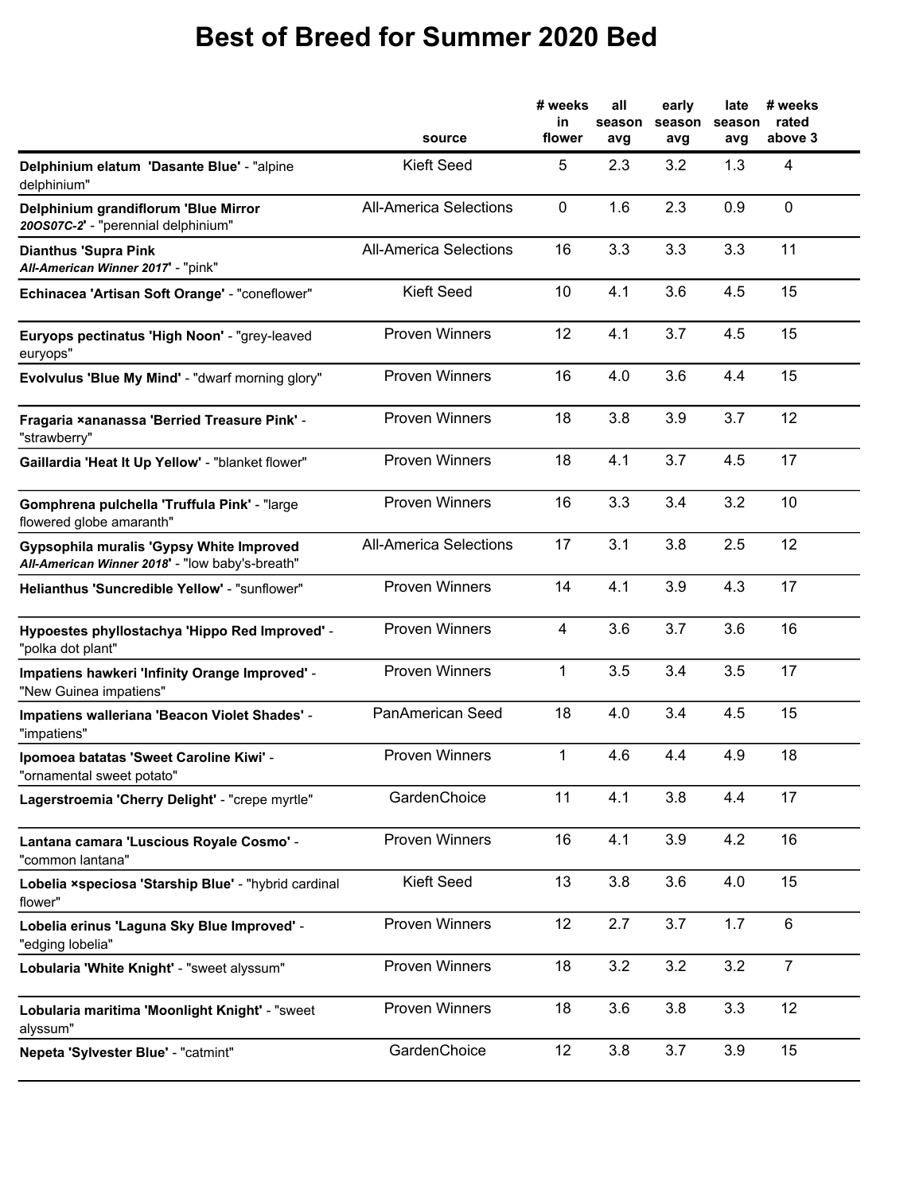# Best of Breed for Summer 2020 Bed

| | source | # weeks in flower | all season avg | early season avg | late season avg | # weeks rated above 3 |
|---|---|---|---|---|---|---|
| **Delphinium elatum 'Dasante Blue'** - "alpine delphinium" | Kieft Seed | 5 | 2.3 | 3.2 | 1.3 | 4 |
| **Delphinium grandiflorum 'Blue Mirror *20OS07C-2*'** - "perennial delphinium" | All-America Selections | 0 | 1.6 | 2.3 | 0.9 | 0 |
| **Dianthus 'Supra Pink *All-American Winner 2017*'** - "pink" | All-America Selections | 16 | 3.3 | 3.3 | 3.3 | 11 |
| **Echinacea 'Artisan Soft Orange'** - "coneflower" | Kieft Seed | 10 | 4.1 | 3.6 | 4.5 | 15 |
| **Euryops pectinatus 'High Noon'** - "grey-leaved euryops" | Proven Winners | 12 | 4.1 | 3.7 | 4.5 | 15 |
| **Evolvulus 'Blue My Mind'** - "dwarf morning glory" | Proven Winners | 16 | 4.0 | 3.6 | 4.4 | 15 |
| **Fragaria ×ananassa 'Berried Treasure Pink'** - "strawberry" | Proven Winners | 18 | 3.8 | 3.9 | 3.7 | 12 |
| **Gaillardia 'Heat It Up Yellow'** - "blanket flower" | Proven Winners | 18 | 4.1 | 3.7 | 4.5 | 17 |
| **Gomphrena pulchella 'Truffula Pink'** - "large flowered globe amaranth" | Proven Winners | 16 | 3.3 | 3.4 | 3.2 | 10 |
| **Gypsophila muralis 'Gypsy White Improved *All-American Winner 2018*'** - "low baby's-breath" | All-America Selections | 17 | 3.1 | 3.8 | 2.5 | 12 |
| **Helianthus 'Suncredible Yellow'** - "sunflower" | Proven Winners | 14 | 4.1 | 3.9 | 4.3 | 17 |
| **Hypoestes phyllostachya 'Hippo Red Improved'** - "polka dot plant" | Proven Winners | 4 | 3.6 | 3.7 | 3.6 | 16 |
| **Impatiens hawkeri 'Infinity Orange Improved'** - "New Guinea impatiens" | Proven Winners | 1 | 3.5 | 3.4 | 3.5 | 17 |
| **Impatiens walleriana 'Beacon Violet Shades'** - "impatiens" | PanAmerican Seed | 18 | 4.0 | 3.4 | 4.5 | 15 |
| **Ipomoea batatas 'Sweet Caroline Kiwi'** - "ornamental sweet potato" | Proven Winners | 1 | 4.6 | 4.4 | 4.9 | 18 |
| **Lagerstroemia 'Cherry Delight'** - "crepe myrtle" | GardenChoice | 11 | 4.1 | 3.8 | 4.4 | 17 |
| **Lantana camara 'Luscious Royale Cosmo'** - "common lantana" | Proven Winners | 16 | 4.1 | 3.9 | 4.2 | 16 |
| **Lobelia ×speciosa 'Starship Blue'** - "hybrid cardinal flower" | Kieft Seed | 13 | 3.8 | 3.6 | 4.0 | 15 |
| **Lobelia erinus 'Laguna Sky Blue Improved'** - "edging lobelia" | Proven Winners | 12 | 2.7 | 3.7 | 1.7 | 6 |
| **Lobularia 'White Knight'** - "sweet alyssum" | Proven Winners | 18 | 3.2 | 3.2 | 3.2 | 7 |
| **Lobularia maritima 'Moonlight Knight'** - "sweet alyssum" | Proven Winners | 18 | 3.6 | 3.8 | 3.3 | 12 |
| **Nepeta 'Sylvester Blue'** - "catmint" | GardenChoice | 12 | 3.8 | 3.7 | 3.9 | 15 |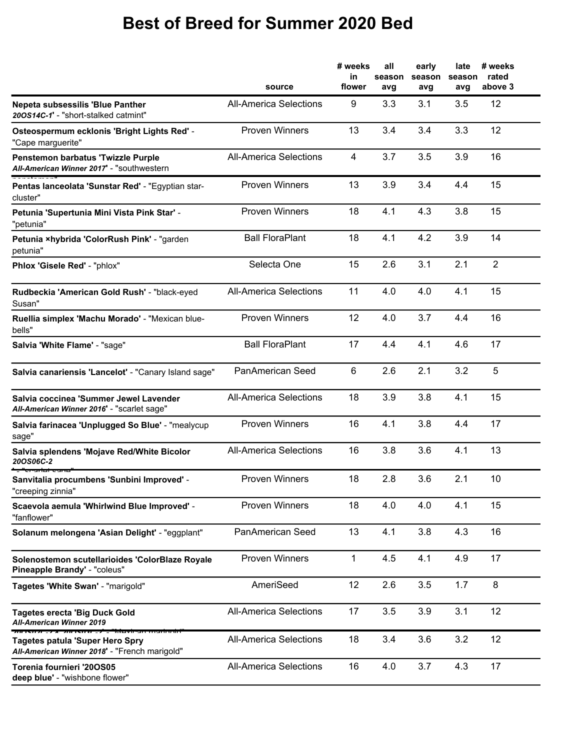# Best of Breed for Summer 2020 Bed

| | source | # weeks in flower | all season avg | early season avg | late season avg | # weeks rated above 3 |
|---|---|---|---|---|---|---|
| **Nepeta subsessilis 'Blue Panther *20OS14C-1*'** - "short-stalked catmint" | All-America Selections | 9 | 3.3 | 3.1 | 3.5 | 12 |
| **Osteospermum ecklonis 'Bright Lights Red'** - "Cape marguerite" | Proven Winners | 13 | 3.4 | 3.4 | 3.3 | 12 |
| **Penstemon barbatus 'Twizzle Purple *All-American Winner 2017*'** - "southwestern penstemon" | All-America Selections | 4 | 3.7 | 3.5 | 3.9 | 16 |
| **Pentas lanceolata 'Sunstar Red'** - "Egyptian star-cluster" | Proven Winners | 13 | 3.9 | 3.4 | 4.4 | 15 |
| **Petunia 'Supertunia Mini Vista Pink Star'** - "petunia" | Proven Winners | 18 | 4.1 | 4.3 | 3.8 | 15 |
| **Petunia ×hybrida 'ColorRush Pink'** - "garden petunia" | Ball FloraPlant | 18 | 4.1 | 4.2 | 3.9 | 14 |
| **Phlox 'Gisele Red'** - "phlox" | Selecta One | 15 | 2.6 | 3.1 | 2.1 | 2 |
| **Rudbeckia 'American Gold Rush'** - "black-eyed Susan" | All-America Selections | 11 | 4.0 | 4.0 | 4.1 | 15 |
| **Ruellia simplex 'Machu Morado'** - "Mexican blue-bells" | Proven Winners | 12 | 4.0 | 3.7 | 4.4 | 16 |
| **Salvia 'White Flame'** - "sage" | Ball FloraPlant | 17 | 4.4 | 4.1 | 4.6 | 17 |
| **Salvia canariensis 'Lancelot'** - "Canary Island sage" | PanAmerican Seed | 6 | 2.6 | 2.1 | 3.2 | 5 |
| **Salvia coccinea 'Summer Jewel Lavender *All-American Winner 2016*'** - "scarlet sage" | All-America Selections | 18 | 3.9 | 3.8 | 4.1 | 15 |
| **Salvia farinacea 'Unplugged So Blue'** - "mealycup sage" | Proven Winners | 16 | 4.1 | 3.8 | 4.4 | 17 |
| **Salvia splendens 'Mojave Red/White Bicolor *20OS06C-2*'** - "scarlet sage" | All-America Selections | 16 | 3.8 | 3.6 | 4.1 | 13 |
| **Sanvitalia procumbens 'Sunbini Improved'** - "creeping zinnia" | Proven Winners | 18 | 2.8 | 3.6 | 2.1 | 10 |
| **Scaevola aemula 'Whirlwind Blue Improved'** - "fanflower" | Proven Winners | 18 | 4.0 | 4.0 | 4.1 | 15 |
| **Solanum melongena 'Asian Delight'** - "eggplant" | PanAmerican Seed | 13 | 4.1 | 3.8 | 4.3 | 16 |
| **Solenostemon scutellarioides 'ColorBlaze Royale Pineapple Brandy'** - "coleus" | Proven Winners | 1 | 4.5 | 4.1 | 4.9 | 17 |
| **Tagetes 'White Swan'** - "marigold" | AmeriSeed | 12 | 2.6 | 3.5 | 1.7 | 8 |
| **Tagetes erecta 'Big Duck Gold *All-American Winner 2019 20OS12C-2 & 20OS13C-2*'** - "Mexican marigold" | All-America Selections | 17 | 3.5 | 3.9 | 3.1 | 12 |
| **Tagetes patula 'Super Hero Spry *All-American Winner 2018*'** - "French marigold" | All-America Selections | 18 | 3.4 | 3.6 | 3.2 | 12 |
| **Torenia fournieri '20OS05 deep blue'** - "wishbone flower" | All-America Selections | 16 | 4.0 | 3.7 | 4.3 | 17 |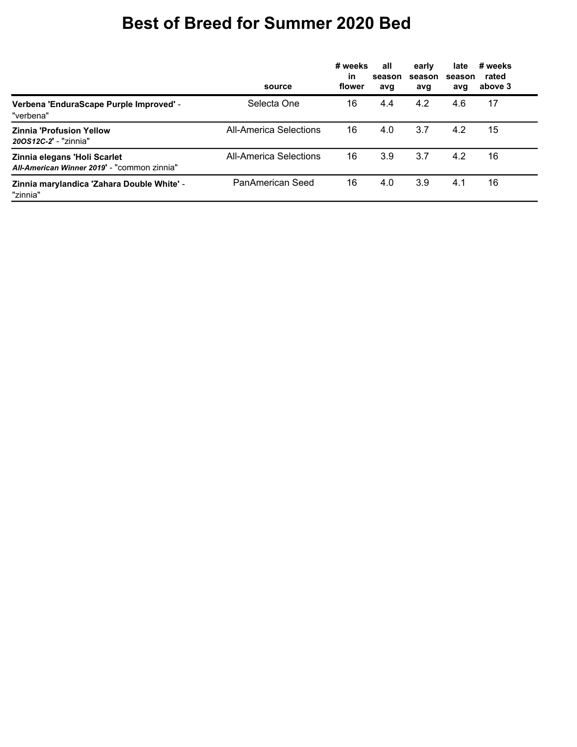# Best of Breed for Summer 2020 Bed

| | source | # weeks in flower | all season avg | early season avg | late season avg | # weeks rated above 3 |
|---|---|---|---|---|---|---|
| **Verbena 'EnduraScape Purple Improved'** - "verbena" | Selecta One | 16 | 4.4 | 4.2 | 4.6 | 17 |
| **Zinnia 'Profusion Yellow** ***20OS12C-2*****'** - "zinnia" | All-America Selections | 16 | 4.0 | 3.7 | 4.2 | 15 |
| **Zinnia elegans 'Holi Scarlet** ***All-American Winner 2019*****'** - "common zinnia" | All-America Selections | 16 | 3.9 | 3.7 | 4.2 | 16 |
| **Zinnia marylandica 'Zahara Double White'** - "zinnia" | PanAmerican Seed | 16 | 4.0 | 3.9 | 4.1 | 16 |